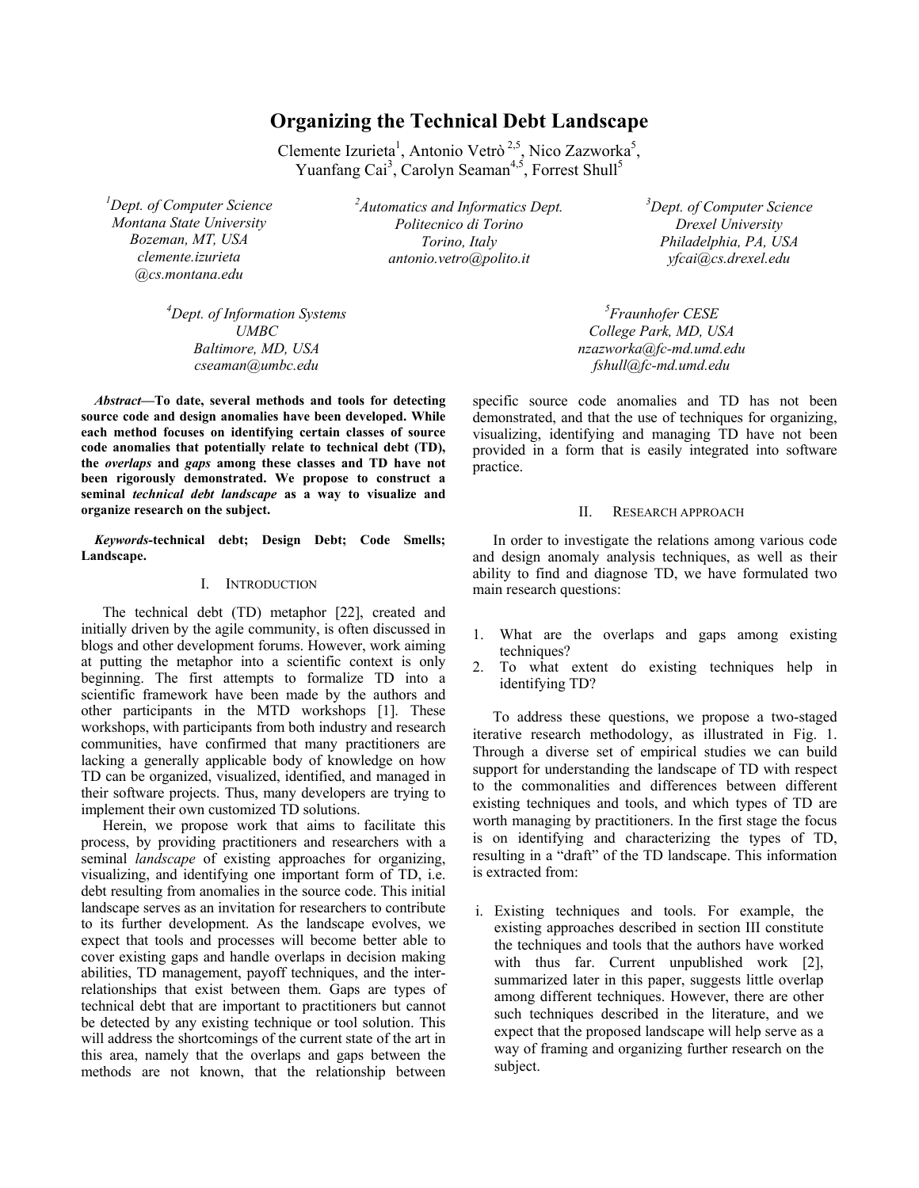# Organizing the Technical Debt Landscape

Clemente Izurieta[1], Antonio Vetrò [2,5], Nico Zazworka[5], Yuanfang Cai[3], Carolyn Seaman[4,5], Forrest Shull[5]

[1]*Dept. of Computer Science*
*Montana State University*
*Bozeman, MT, USA*
*clemente.izurieta@cs.montana.edu*

[2]*Automatics and Informatics Dept.*
*Politecnico di Torino*
*Torino, Italy*
*antonio.vetro@polito.it*

[3]*Dept. of Computer Science*
*Drexel University*
*Philadelphia, PA, USA*
*yfcai@cs.drexel.edu*

[4]*Dept. of Information Systems*
*UMBC*
*Baltimore, MD, USA*
*cseaman@umbc.edu*

[5]*Fraunhofer CESE*
*College Park, MD, USA*
*nzazworka@fc-md.umd.edu*
*fshull@fc-md.umd.edu*

***Abstract*—To date, several methods and tools for detecting source code and design anomalies have been developed. While each method focuses on identifying certain classes of source code anomalies that potentially relate to technical debt (TD), the *overlaps* and *gaps* among these classes and TD have not been rigorously demonstrated. We propose to construct a seminal *technical debt landscape* as a way to visualize and organize research on the subject.**

***Keywords*-technical debt; Design Debt; Code Smells; Landscape.**

## I. Introduction

The technical debt (TD) metaphor [22], created and initially driven by the agile community, is often discussed in blogs and other development forums. However, work aiming at putting the metaphor into a scientific context is only beginning. The first attempts to formalize TD into a scientific framework have been made by the authors and other participants in the MTD workshops [1]. These workshops, with participants from both industry and research communities, have confirmed that many practitioners are lacking a generally applicable body of knowledge on how TD can be organized, visualized, identified, and managed in their software projects. Thus, many developers are trying to implement their own customized TD solutions.

Herein, we propose work that aims to facilitate this process, by providing practitioners and researchers with a seminal *landscape* of existing approaches for organizing, visualizing, and identifying one important form of TD, i.e. debt resulting from anomalies in the source code. This initial landscape serves as an invitation for researchers to contribute to its further development. As the landscape evolves, we expect that tools and processes will become better able to cover existing gaps and handle overlaps in decision making abilities, TD management, payoff techniques, and the inter-relationships that exist between them. Gaps are types of technical debt that are important to practitioners but cannot be detected by any existing technique or tool solution. This will address the shortcomings of the current state of the art in this area, namely that the overlaps and gaps between the methods are not known, that the relationship between specific source code anomalies and TD has not been demonstrated, and that the use of techniques for organizing, visualizing, identifying and managing TD have not been provided in a form that is easily integrated into software practice.

## II. Research Approach

In order to investigate the relations among various code and design anomaly analysis techniques, as well as their ability to find and diagnose TD, we have formulated two main research questions:

1. What are the overlaps and gaps among existing techniques?
2. To what extent do existing techniques help in identifying TD?

To address these questions, we propose a two-staged iterative research methodology, as illustrated in Fig. 1. Through a diverse set of empirical studies we can build support for understanding the landscape of TD with respect to the commonalities and differences between different existing techniques and tools, and which types of TD are worth managing by practitioners. In the first stage the focus is on identifying and characterizing the types of TD, resulting in a "draft" of the TD landscape. This information is extracted from:

i. Existing techniques and tools. For example, the existing approaches described in section III constitute the techniques and tools that the authors have worked with thus far. Current unpublished work [2], summarized later in this paper, suggests little overlap among different techniques. However, there are other such techniques described in the literature, and we expect that the proposed landscape will help serve as a way of framing and organizing further research on the subject.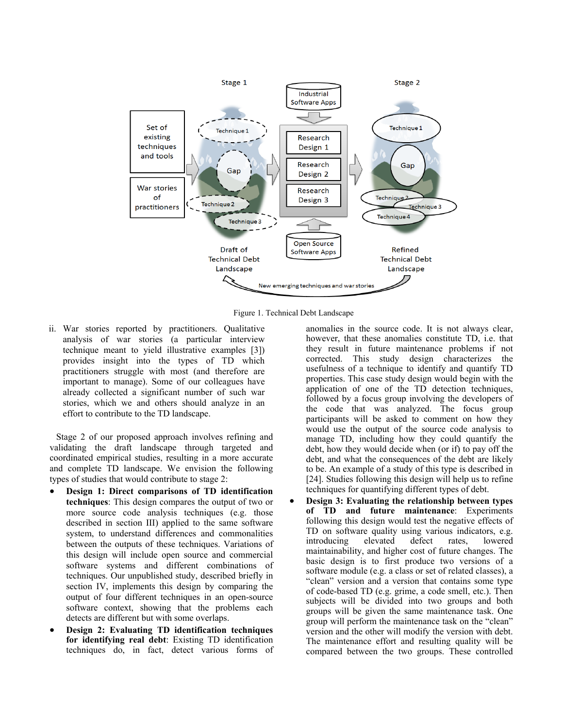Figure 1. Technical Debt Landscape

ii. War stories reported by practitioners. Qualitative analysis of war stories (a particular interview technique meant to yield illustrative examples [3]) provides insight into the types of TD which practitioners struggle with most (and therefore are important to manage). Some of our colleagues have already collected a significant number of such war stories, which we and others should analyze in an effort to contribute to the TD landscape.

Stage 2 of our proposed approach involves refining and validating the draft landscape through targeted and coordinated empirical studies, resulting in a more accurate and complete TD landscape. We envision the following types of studies that would contribute to stage 2:

- **Design 1: Direct comparisons of TD identification techniques**: This design compares the output of two or more source code analysis techniques (e.g. those described in section III) applied to the same software system, to understand differences and commonalities between the outputs of these techniques. Variations of this design will include open source and commercial software systems and different combinations of techniques. Our unpublished study, described briefly in section IV, implements this design by comparing the output of four different techniques in an open-source software context, showing that the problems each detects are different but with some overlaps.
- **Design 2: Evaluating TD identification techniques for identifying real debt**: Existing TD identification techniques do, in fact, detect various forms of anomalies in the source code. It is not always clear, however, that these anomalies constitute TD, i.e. that they result in future maintenance problems if not corrected. This study design characterizes the usefulness of a technique to identify and quantify TD properties. This case study design would begin with the application of one of the TD detection techniques, followed by a focus group involving the developers of the code that was analyzed. The focus group participants will be asked to comment on how they would use the output of the source code analysis to manage TD, including how they could quantify the debt, how they would decide when (or if) to pay off the debt, and what the consequences of the debt are likely to be. An example of a study of this type is described in [24]. Studies following this design will help us to refine techniques for quantifying different types of debt.
- **Design 3: Evaluating the relationship between types of TD and future maintenance**: Experiments following this design would test the negative effects of TD on software quality using various indicators, e.g. introducing elevated defect rates, lowered maintainability, and higher cost of future changes. The basic design is to first produce two versions of a software module (e.g. a class or set of related classes), a "clean" version and a version that contains some type of code-based TD (e.g. grime, a code smell, etc.). Then subjects will be divided into two groups and both groups will be given the same maintenance task. One group will perform the maintenance task on the "clean" version and the other will modify the version with debt. The maintenance effort and resulting quality will be compared between the two groups. These controlled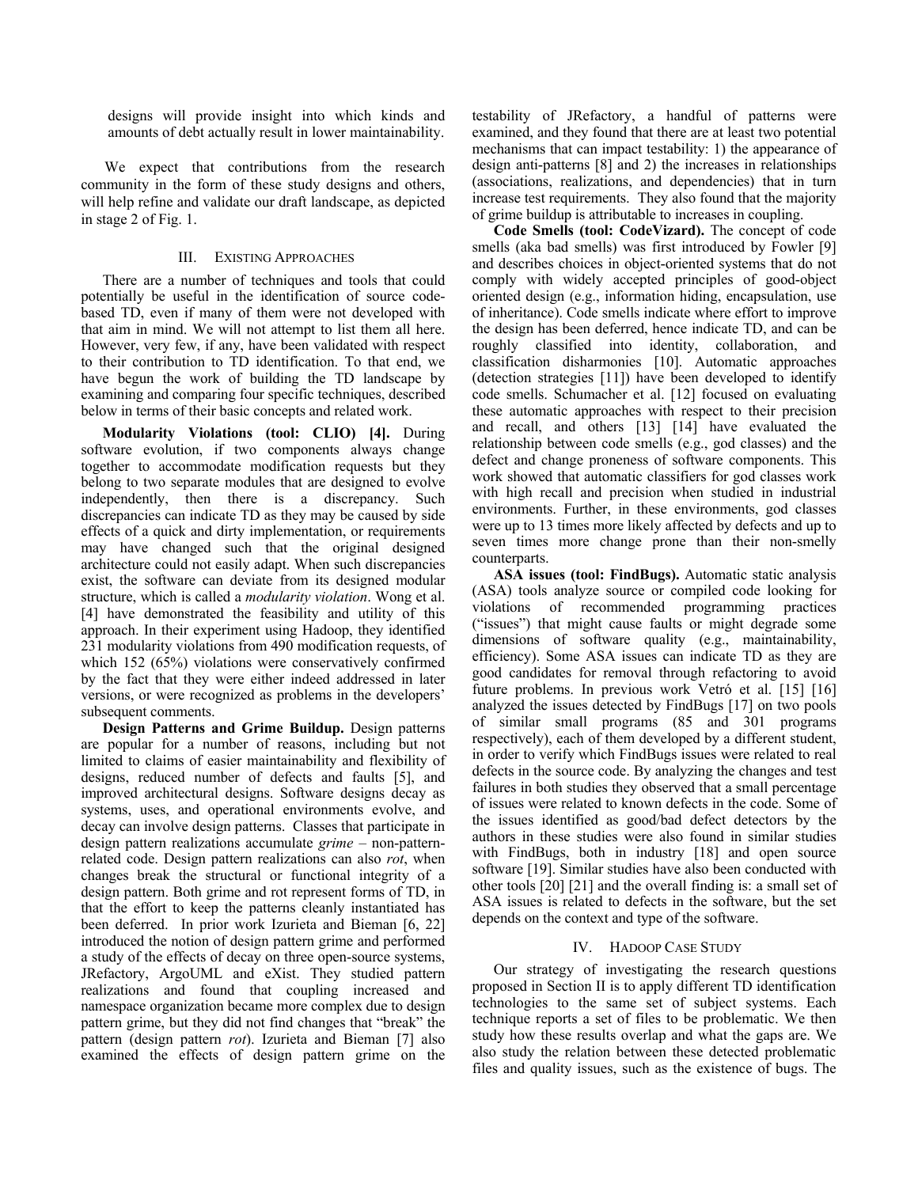designs will provide insight into which kinds and amounts of debt actually result in lower maintainability.

We expect that contributions from the research community in the form of these study designs and others, will help refine and validate our draft landscape, as depicted in stage 2 of Fig. 1.

## III. EXISTING APPROACHES

There are a number of techniques and tools that could potentially be useful in the identification of source code-based TD, even if many of them were not developed with that aim in mind. We will not attempt to list them all here. However, very few, if any, have been validated with respect to their contribution to TD identification. To that end, we have begun the work of building the TD landscape by examining and comparing four specific techniques, described below in terms of their basic concepts and related work.

**Modularity Violations (tool: CLIO) [4].** During software evolution, if two components always change together to accommodate modification requests but they belong to two separate modules that are designed to evolve independently, then there is a discrepancy. Such discrepancies can indicate TD as they may be caused by side effects of a quick and dirty implementation, or requirements may have changed such that the original designed architecture could not easily adapt. When such discrepancies exist, the software can deviate from its designed modular structure, which is called a *modularity violation*. Wong et al. [4] have demonstrated the feasibility and utility of this approach. In their experiment using Hadoop, they identified 231 modularity violations from 490 modification requests, of which 152 (65%) violations were conservatively confirmed by the fact that they were either indeed addressed in later versions, or were recognized as problems in the developers' subsequent comments.

**Design Patterns and Grime Buildup.** Design patterns are popular for a number of reasons, including but not limited to claims of easier maintainability and flexibility of designs, reduced number of defects and faults [5], and improved architectural designs. Software designs decay as systems, uses, and operational environments evolve, and decay can involve design patterns. Classes that participate in design pattern realizations accumulate *grime* – non-pattern-related code. Design pattern realizations can also *rot*, when changes break the structural or functional integrity of a design pattern. Both grime and rot represent forms of TD, in that the effort to keep the patterns cleanly instantiated has been deferred. In prior work Izurieta and Bieman [6, 22] introduced the notion of design pattern grime and performed a study of the effects of decay on three open-source systems, JRefactory, ArgoUML and eXist. They studied pattern realizations and found that coupling increased and namespace organization became more complex due to design pattern grime, but they did not find changes that "break" the pattern (design pattern *rot*). Izurieta and Bieman [7] also examined the effects of design pattern grime on the testability of JRefactory, a handful of patterns were examined, and they found that there are at least two potential mechanisms that can impact testability: 1) the appearance of design anti-patterns [8] and 2) the increases in relationships (associations, realizations, and dependencies) that in turn increase test requirements. They also found that the majority of grime buildup is attributable to increases in coupling.

**Code Smells (tool: CodeVizard).** The concept of code smells (aka bad smells) was first introduced by Fowler [9] and describes choices in object-oriented systems that do not comply with widely accepted principles of good-object oriented design (e.g., information hiding, encapsulation, use of inheritance). Code smells indicate where effort to improve the design has been deferred, hence indicate TD, and can be roughly classified into identity, collaboration, and classification disharmonies [10]. Automatic approaches (detection strategies [11]) have been developed to identify code smells. Schumacher et al. [12] focused on evaluating these automatic approaches with respect to their precision and recall, and others [13] [14] have evaluated the relationship between code smells (e.g., god classes) and the defect and change proneness of software components. This work showed that automatic classifiers for god classes work with high recall and precision when studied in industrial environments. Further, in these environments, god classes were up to 13 times more likely affected by defects and up to seven times more change prone than their non-smelly counterparts.

**ASA issues (tool: FindBugs).** Automatic static analysis (ASA) tools analyze source or compiled code looking for violations of recommended programming practices ("issues") that might cause faults or might degrade some dimensions of software quality (e.g., maintainability, efficiency). Some ASA issues can indicate TD as they are good candidates for removal through refactoring to avoid future problems. In previous work Vetró et al. [15] [16] analyzed the issues detected by FindBugs [17] on two pools of similar small programs (85 and 301 programs respectively), each of them developed by a different student, in order to verify which FindBugs issues were related to real defects in the source code. By analyzing the changes and test failures in both studies they observed that a small percentage of issues were related to known defects in the code. Some of the issues identified as good/bad defect detectors by the authors in these studies were also found in similar studies with FindBugs, both in industry [18] and open source software [19]. Similar studies have also been conducted with other tools [20] [21] and the overall finding is: a small set of ASA issues is related to defects in the software, but the set depends on the context and type of the software.

## IV. HADOOP CASE STUDY

Our strategy of investigating the research questions proposed in Section II is to apply different TD identification technologies to the same set of subject systems. Each technique reports a set of files to be problematic. We then study how these results overlap and what the gaps are. We also study the relation between these detected problematic files and quality issues, such as the existence of bugs. The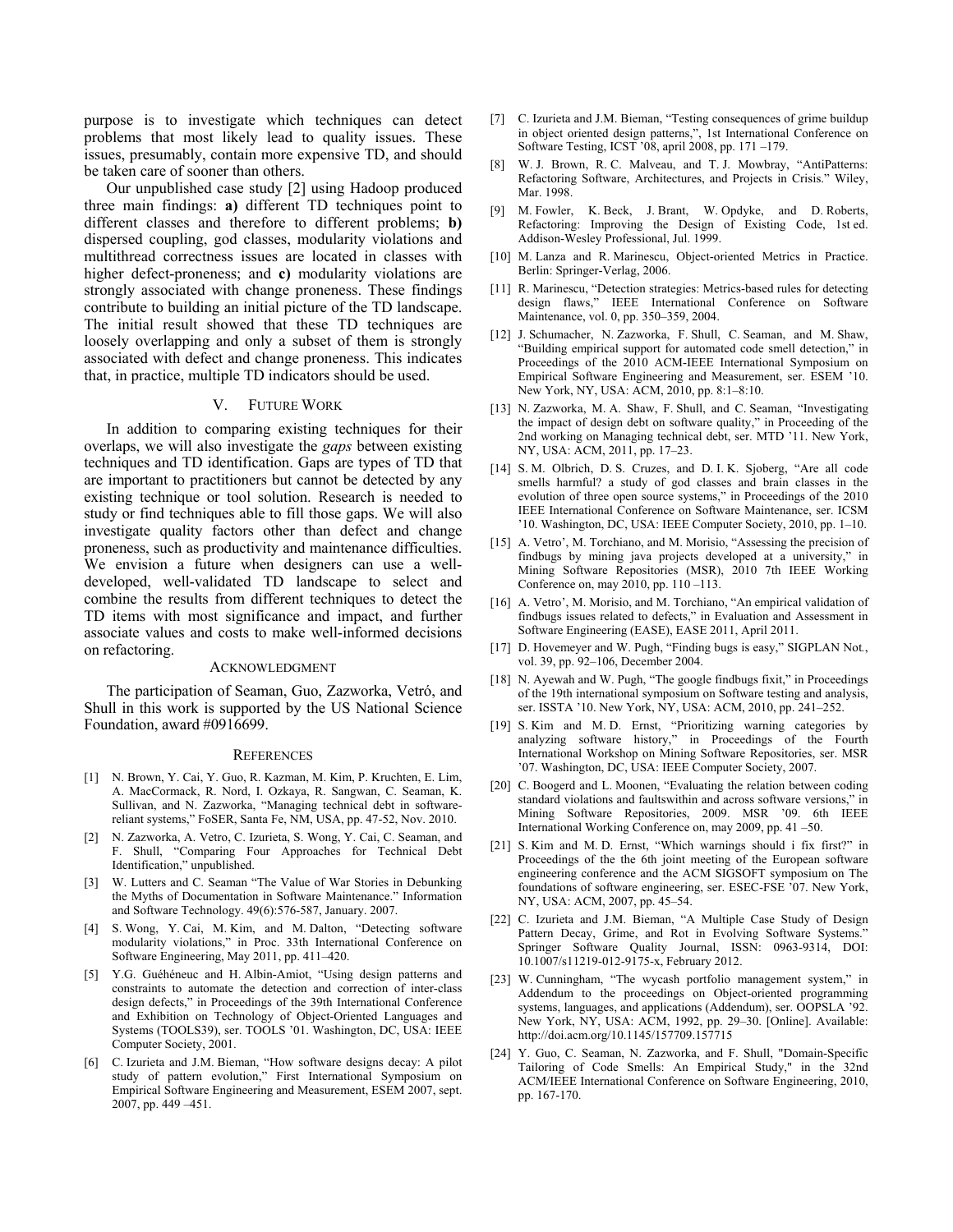purpose is to investigate which techniques can detect problems that most likely lead to quality issues. These issues, presumably, contain more expensive TD, and should be taken care of sooner than others.

Our unpublished case study [2] using Hadoop produced three main findings: **a)** different TD techniques point to different classes and therefore to different problems; **b)** dispersed coupling, god classes, modularity violations and multithread correctness issues are located in classes with higher defect-proneness; and **c)** modularity violations are strongly associated with change proneness. These findings contribute to building an initial picture of the TD landscape. The initial result showed that these TD techniques are loosely overlapping and only a subset of them is strongly associated with defect and change proneness. This indicates that, in practice, multiple TD indicators should be used.

## V. Future Work

In addition to comparing existing techniques for their overlaps, we will also investigate the *gaps* between existing techniques and TD identification. Gaps are types of TD that are important to practitioners but cannot be detected by any existing technique or tool solution. Research is needed to study or find techniques able to fill those gaps. We will also investigate quality factors other than defect and change proneness, such as productivity and maintenance difficulties. We envision a future when designers can use a well-developed, well-validated TD landscape to select and combine the results from different techniques to detect the TD items with most significance and impact, and further associate values and costs to make well-informed decisions on refactoring.

## Acknowledgment

The participation of Seaman, Guo, Zazworka, Vetró, and Shull in this work is supported by the US National Science Foundation, award #0916699.

## References

[1] N. Brown, Y. Cai, Y. Guo, R. Kazman, M. Kim, P. Kruchten, E. Lim, A. MacCormack, R. Nord, I. Ozkaya, R. Sangwan, C. Seaman, K. Sullivan, and N. Zazworka, "Managing technical debt in software-reliant systems," FoSER, Santa Fe, NM, USA, pp. 47-52, Nov. 2010.

[2] N. Zazworka, A. Vetro, C. Izurieta, S. Wong, Y. Cai, C. Seaman, and F. Shull, "Comparing Four Approaches for Technical Debt Identification," unpublished.

[3] W. Lutters and C. Seaman "The Value of War Stories in Debunking the Myths of Documentation in Software Maintenance." Information and Software Technology. 49(6):576-587, January. 2007.

[4] S. Wong, Y. Cai, M. Kim, and M. Dalton, "Detecting software modularity violations," in Proc. 33th International Conference on Software Engineering, May 2011, pp. 411–420.

[5] Y.G. Guéhéneuc and H. Albin-Amiot, "Using design patterns and constraints to automate the detection and correction of inter-class design defects," in Proceedings of the 39th International Conference and Exhibition on Technology of Object-Oriented Languages and Systems (TOOLS39), ser. TOOLS '01. Washington, DC, USA: IEEE Computer Society, 2001.

[6] C. Izurieta and J.M. Bieman, "How software designs decay: A pilot study of pattern evolution," First International Symposium on Empirical Software Engineering and Measurement, ESEM 2007, sept. 2007, pp. 449 –451.

[7] C. Izurieta and J.M. Bieman, "Testing consequences of grime buildup in object oriented design patterns,", 1st International Conference on Software Testing, ICST '08, april 2008, pp. 171 –179.

[8] W. J. Brown, R. C. Malveau, and T. J. Mowbray, "AntiPatterns: Refactoring Software, Architectures, and Projects in Crisis." Wiley, Mar. 1998.

[9] M. Fowler, K. Beck, J. Brant, W. Opdyke, and D. Roberts, Refactoring: Improving the Design of Existing Code, 1st ed. Addison-Wesley Professional, Jul. 1999.

[10] M. Lanza and R. Marinescu, Object-oriented Metrics in Practice. Berlin: Springer-Verlag, 2006.

[11] R. Marinescu, "Detection strategies: Metrics-based rules for detecting design flaws," IEEE International Conference on Software Maintenance, vol. 0, pp. 350–359, 2004.

[12] J. Schumacher, N. Zazworka, F. Shull, C. Seaman, and M. Shaw, "Building empirical support for automated code smell detection," in Proceedings of the 2010 ACM-IEEE International Symposium on Empirical Software Engineering and Measurement, ser. ESEM '10. New York, NY, USA: ACM, 2010, pp. 8:1–8:10.

[13] N. Zazworka, M. A. Shaw, F. Shull, and C. Seaman, "Investigating the impact of design debt on software quality," in Proceeding of the 2nd working on Managing technical debt, ser. MTD '11. New York, NY, USA: ACM, 2011, pp. 17–23.

[14] S. M. Olbrich, D. S. Cruzes, and D. I. K. Sjoberg, "Are all code smells harmful? a study of god classes and brain classes in the evolution of three open source systems," in Proceedings of the 2010 IEEE International Conference on Software Maintenance, ser. ICSM '10. Washington, DC, USA: IEEE Computer Society, 2010, pp. 1–10.

[15] A. Vetro', M. Torchiano, and M. Morisio, "Assessing the precision of findbugs by mining java projects developed at a university," in Mining Software Repositories (MSR), 2010 7th IEEE Working Conference on, may 2010, pp. 110 –113.

[16] A. Vetro', M. Morisio, and M. Torchiano, "An empirical validation of findbugs issues related to defects," in Evaluation and Assessment in Software Engineering (EASE), EASE 2011, April 2011.

[17] D. Hovemeyer and W. Pugh, "Finding bugs is easy," SIGPLAN Not., vol. 39, pp. 92–106, December 2004.

[18] N. Ayewah and W. Pugh, "The google findbugs fixit," in Proceedings of the 19th international symposium on Software testing and analysis, ser. ISSTA '10. New York, NY, USA: ACM, 2010, pp. 241–252.

[19] S. Kim and M. D. Ernst, "Prioritizing warning categories by analyzing software history," in Proceedings of the Fourth International Workshop on Mining Software Repositories, ser. MSR '07. Washington, DC, USA: IEEE Computer Society, 2007.

[20] C. Boogerd and L. Moonen, "Evaluating the relation between coding standard violations and faultswithin and across software versions," in Mining Software Repositories, 2009. MSR '09. 6th IEEE International Working Conference on, may 2009, pp. 41 –50.

[21] S. Kim and M. D. Ernst, "Which warnings should i fix first?" in Proceedings of the the 6th joint meeting of the European software engineering conference and the ACM SIGSOFT symposium on The foundations of software engineering, ser. ESEC-FSE '07. New York, NY, USA: ACM, 2007, pp. 45–54.

[22] C. Izurieta and J.M. Bieman, "A Multiple Case Study of Design Pattern Decay, Grime, and Rot in Evolving Software Systems." Springer Software Quality Journal, ISSN: 0963-9314, DOI: 10.1007/s11219-012-9175-x, February 2012.

[23] W. Cunningham, "The wycash portfolio management system," in Addendum to the proceedings on Object-oriented programming systems, languages, and applications (Addendum), ser. OOPSLA '92. New York, NY, USA: ACM, 1992, pp. 29–30. [Online]. Available: http://doi.acm.org/10.1145/157709.157715

[24] Y. Guo, C. Seaman, N. Zazworka, and F. Shull, "Domain-Specific Tailoring of Code Smells: An Empirical Study," in the 32nd ACM/IEEE International Conference on Software Engineering, 2010, pp. 167-170.